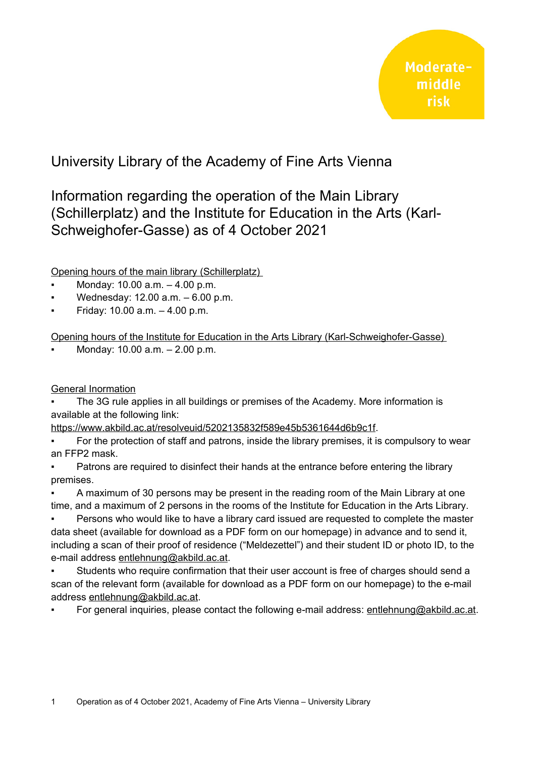Moderate-middle risk

# University Library of the Academy of Fine Arts Vienna

## Information regarding the operation of the Main Library (Schillerplatz) and the Institute for Education in the Arts (Karl-Schweighofer-Gasse) as of 4 October 2021

Opening hours of the main library (Schillerplatz)

- Monday: 10.00 a.m. – 4.00 p.m.
- Wednesday: 12.00 a.m. – 6.00 p.m.
- Friday: 10.00 a.m. – 4.00 p.m.

Opening hours of the Institute for Education in the Arts Library (Karl-Schweighofer-Gasse)

- Monday: 10.00 a.m. – 2.00 p.m.

General Inormation

- The 3G rule applies in all buildings or premises of the Academy. More information is available at the following link: https://www.akbild.ac.at/resolveuid/5202135832f589e45b5361644d6b9c1f.
- For the protection of staff and patrons, inside the library premises, it is compulsory to wear an FFP2 mask.
- Patrons are required to disinfect their hands at the entrance before entering the library premises.
- A maximum of 30 persons may be present in the reading room of the Main Library at one time, and a maximum of 2 persons in the rooms of the Institute for Education in the Arts Library.
- Persons who would like to have a library card issued are requested to complete the master data sheet (available for download as a PDF form on our homepage) in advance and to send it, including a scan of their proof of residence ("Meldezettel") and their student ID or photo ID, to the e-mail address entlehnung@akbild.ac.at.
- Students who require confirmation that their user account is free of charges should send a scan of the relevant form (available for download as a PDF form on our homepage) to the e-mail address entlehnung@akbild.ac.at.
- For general inquiries, please contact the following e-mail address: entlehnung@akbild.ac.at.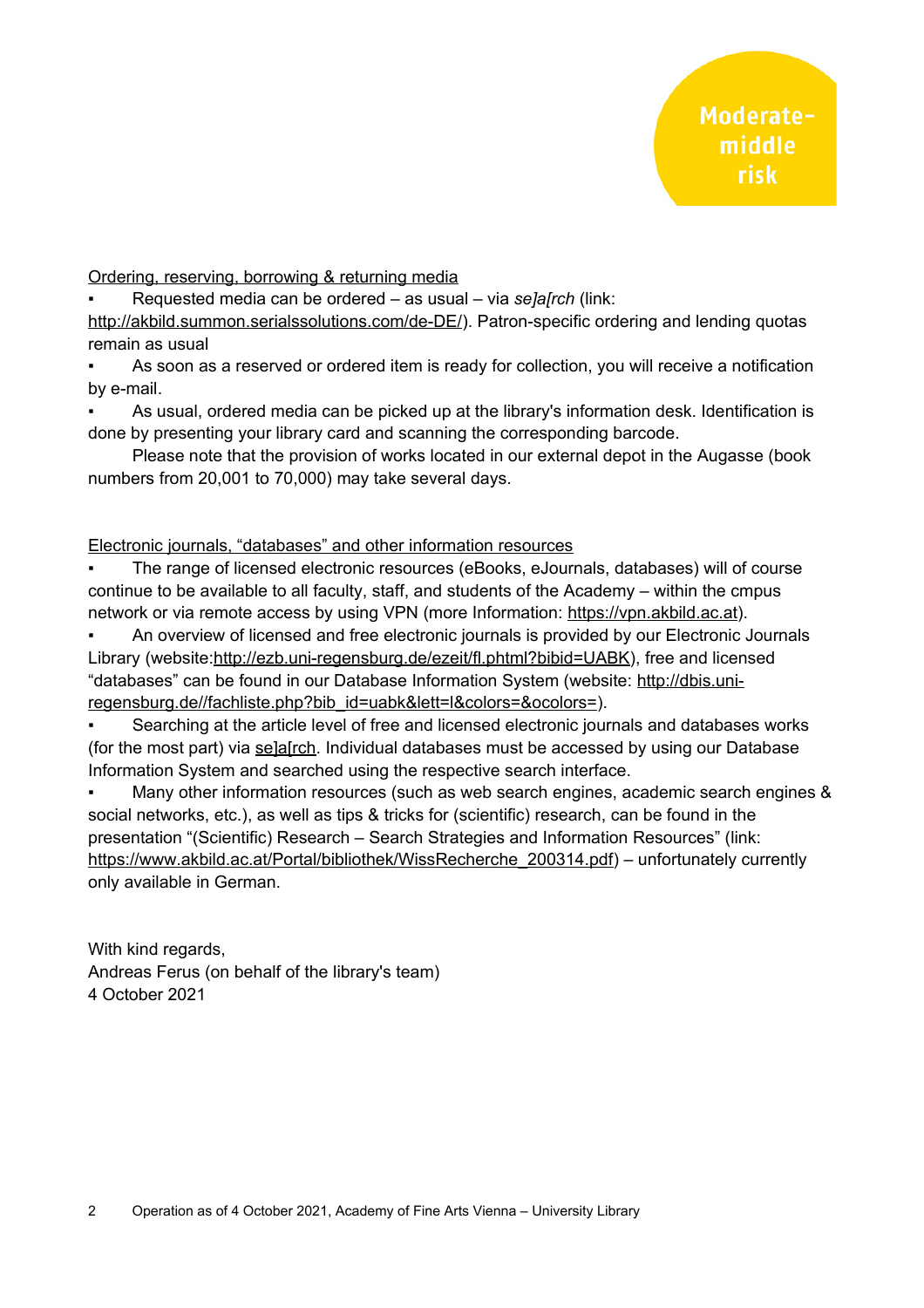Moderate-middle risk

Ordering, reserving, borrowing & returning media

- Requested media can be ordered – as usual – via *se]a[rch* (link: http://akbild.summon.serialssolutions.com/de-DE/). Patron-specific ordering and lending quotas remain as usual
- As soon as a reserved or ordered item is ready for collection, you will receive a notification by e-mail.
- As usual, ordered media can be picked up at the library's information desk. Identification is done by presenting your library card and scanning the corresponding barcode.

Please note that the provision of works located in our external depot in the Augasse (book numbers from 20,001 to 70,000) may take several days.

Electronic journals, "databases" and other information resources

- The range of licensed electronic resources (eBooks, eJournals, databases) will of course continue to be available to all faculty, staff, and students of the Academy – within the cmpus network or via remote access by using VPN (more Information: https://vpn.akbild.ac.at).
- An overview of licensed and free electronic journals is provided by our Electronic Journals Library (website:http://ezb.uni-regensburg.de/ezeit/fl.phtml?bibid=UABK), free and licensed "databases" can be found in our Database Information System (website: http://dbis.uni-regensburg.de//fachliste.php?bib_id=uabk&lett=l&colors=&ocolors=).
- Searching at the article level of free and licensed electronic journals and databases works (for the most part) via se]a[rch. Individual databases must be accessed by using our Database Information System and searched using the respective search interface.
- Many other information resources (such as web search engines, academic search engines & social networks, etc.), as well as tips & tricks for (scientific) research, can be found in the presentation "(Scientific) Research – Search Strategies and Information Resources" (link: https://www.akbild.ac.at/Portal/bibliothek/WissRecherche_200314.pdf) – unfortunately currently only available in German.

With kind regards,
Andreas Ferus (on behalf of the library's team)
4 October 2021